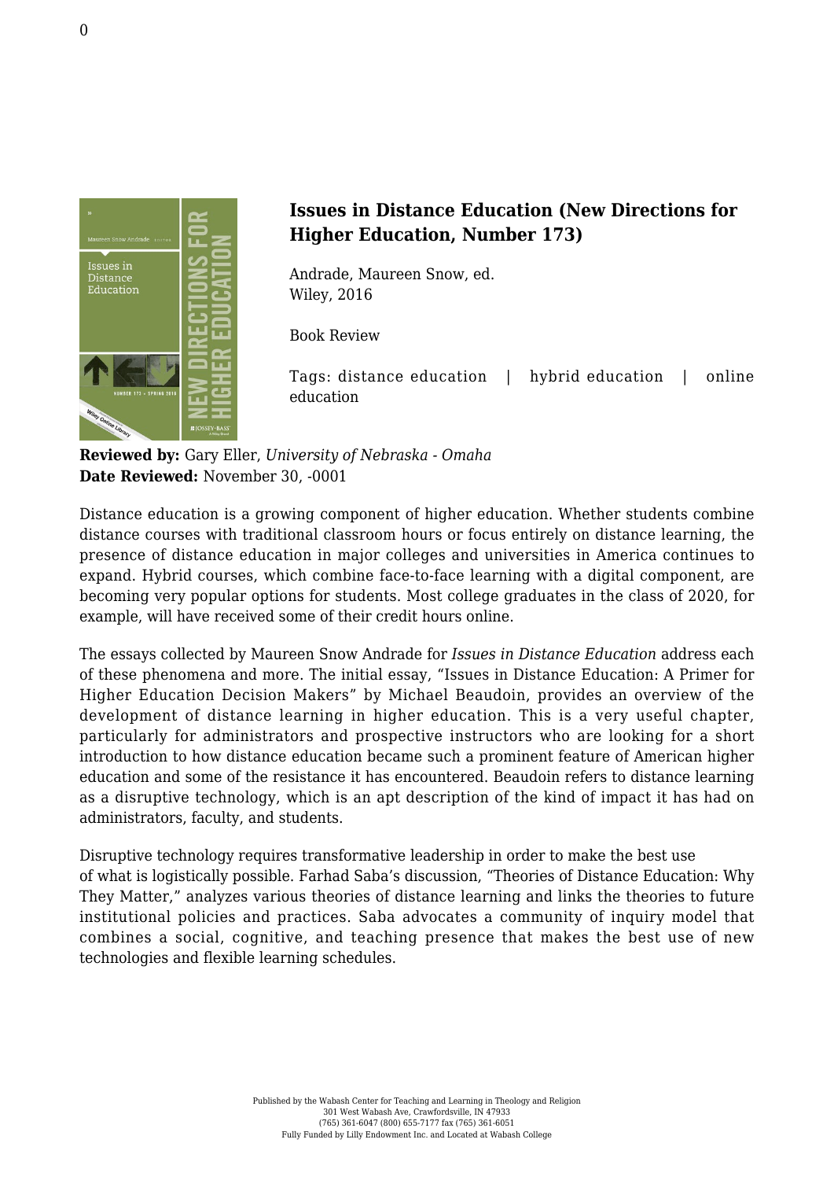# Issues in Distance Education (New Directions for Higher Education, Number 173)

Andrade, Maureen Snow, ed.
Wiley, 2016

Book Review

Tags: distance education | hybrid education | online education

**Reviewed by:** Gary Eller, *University of Nebraska - Omaha*
**Date Reviewed:** November 30, -0001

Distance education is a growing component of higher education. Whether students combine distance courses with traditional classroom hours or focus entirely on distance learning, the presence of distance education in major colleges and universities in America continues to expand. Hybrid courses, which combine face-to-face learning with a digital component, are becoming very popular options for students. Most college graduates in the class of 2020, for example, will have received some of their credit hours online.

The essays collected by Maureen Snow Andrade for *Issues in Distance Education* address each of these phenomena and more. The initial essay, "Issues in Distance Education: A Primer for Higher Education Decision Makers" by Michael Beaudoin, provides an overview of the development of distance learning in higher education. This is a very useful chapter, particularly for administrators and prospective instructors who are looking for a short introduction to how distance education became such a prominent feature of American higher education and some of the resistance it has encountered. Beaudoin refers to distance learning as a disruptive technology, which is an apt description of the kind of impact it has had on administrators, faculty, and students.

Disruptive technology requires transformative leadership in order to make the best use of what is logistically possible. Farhad Saba's discussion, "Theories of Distance Education: Why They Matter," analyzes various theories of distance learning and links the theories to future institutional policies and practices. Saba advocates a community of inquiry model that combines a social, cognitive, and teaching presence that makes the best use of new technologies and flexible learning schedules.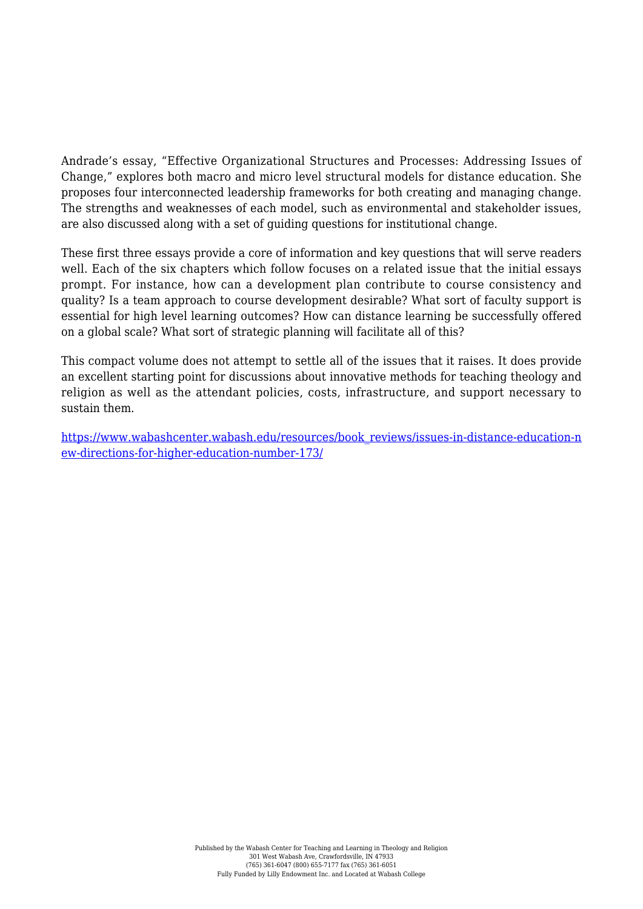Andrade's essay, "Effective Organizational Structures and Processes: Addressing Issues of Change," explores both macro and micro level structural models for distance education. She proposes four interconnected leadership frameworks for both creating and managing change. The strengths and weaknesses of each model, such as environmental and stakeholder issues, are also discussed along with a set of guiding questions for institutional change.

These first three essays provide a core of information and key questions that will serve readers well. Each of the six chapters which follow focuses on a related issue that the initial essays prompt. For instance, how can a development plan contribute to course consistency and quality? Is a team approach to course development desirable? What sort of faculty support is essential for high level learning outcomes? How can distance learning be successfully offered on a global scale? What sort of strategic planning will facilitate all of this?

This compact volume does not attempt to settle all of the issues that it raises. It does provide an excellent starting point for discussions about innovative methods for teaching theology and religion as well as the attendant policies, costs, infrastructure, and support necessary to sustain them.

https://www.wabashcenter.wabash.edu/resources/book_reviews/issues-in-distance-education-new-directions-for-higher-education-number-173/